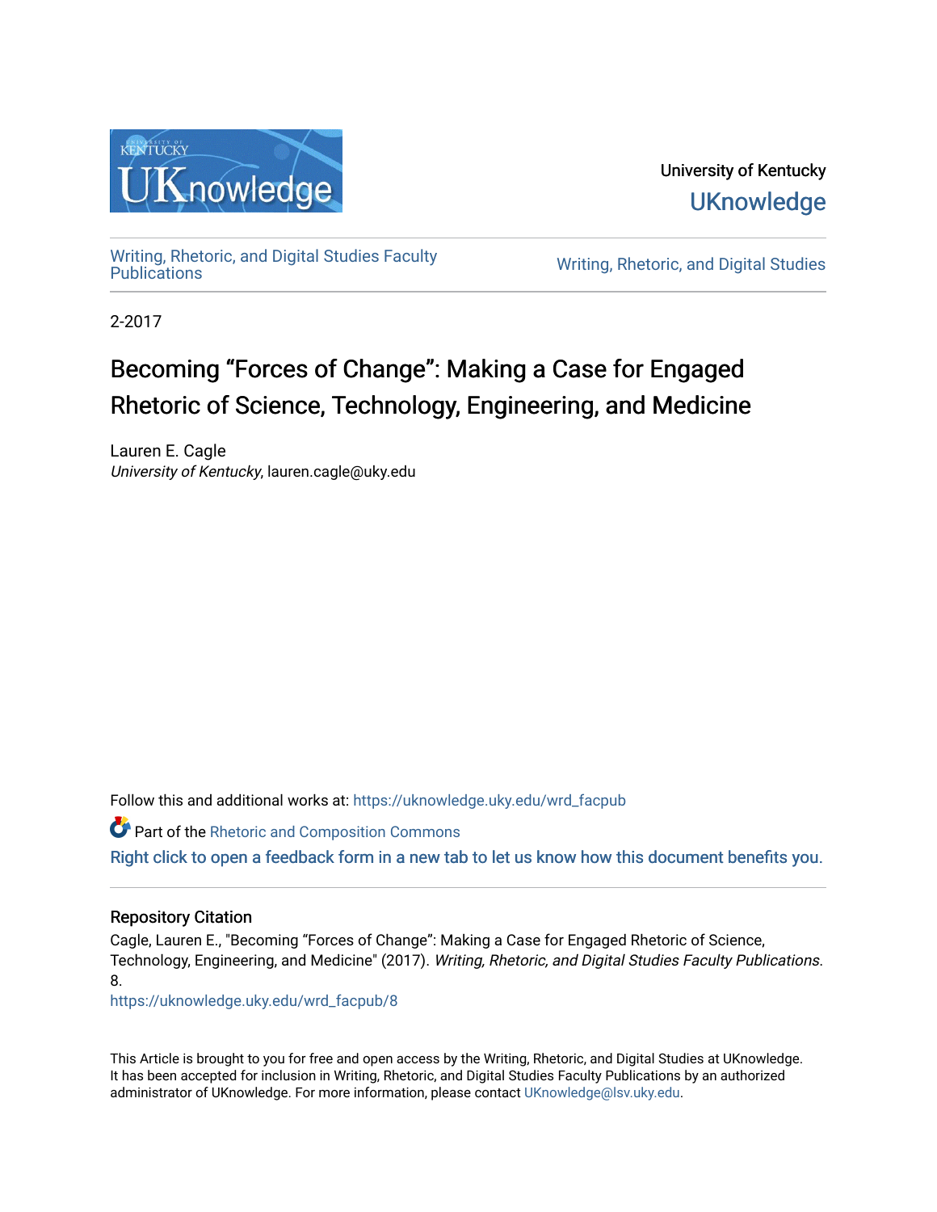University of Kentucky

UKnowledge

Writing, Rhetoric, and Digital Studies Faculty Publications

Writing, Rhetoric, and Digital Studies

2-2017

# Becoming "Forces of Change": Making a Case for Engaged Rhetoric of Science, Technology, Engineering, and Medicine

Lauren E. Cagle
*University of Kentucky*, lauren.cagle@uky.edu

Follow this and additional works at: https://uknowledge.uky.edu/wrd_facpub

Part of the Rhetoric and Composition Commons

Right click to open a feedback form in a new tab to let us know how this document benefits you.

## Repository Citation

Cagle, Lauren E., "Becoming "Forces of Change": Making a Case for Engaged Rhetoric of Science, Technology, Engineering, and Medicine" (2017). *Writing, Rhetoric, and Digital Studies Faculty Publications*. 8.
https://uknowledge.uky.edu/wrd_facpub/8

This Article is brought to you for free and open access by the Writing, Rhetoric, and Digital Studies at UKnowledge. It has been accepted for inclusion in Writing, Rhetoric, and Digital Studies Faculty Publications by an authorized administrator of UKnowledge. For more information, please contact UKnowledge@lsv.uky.edu.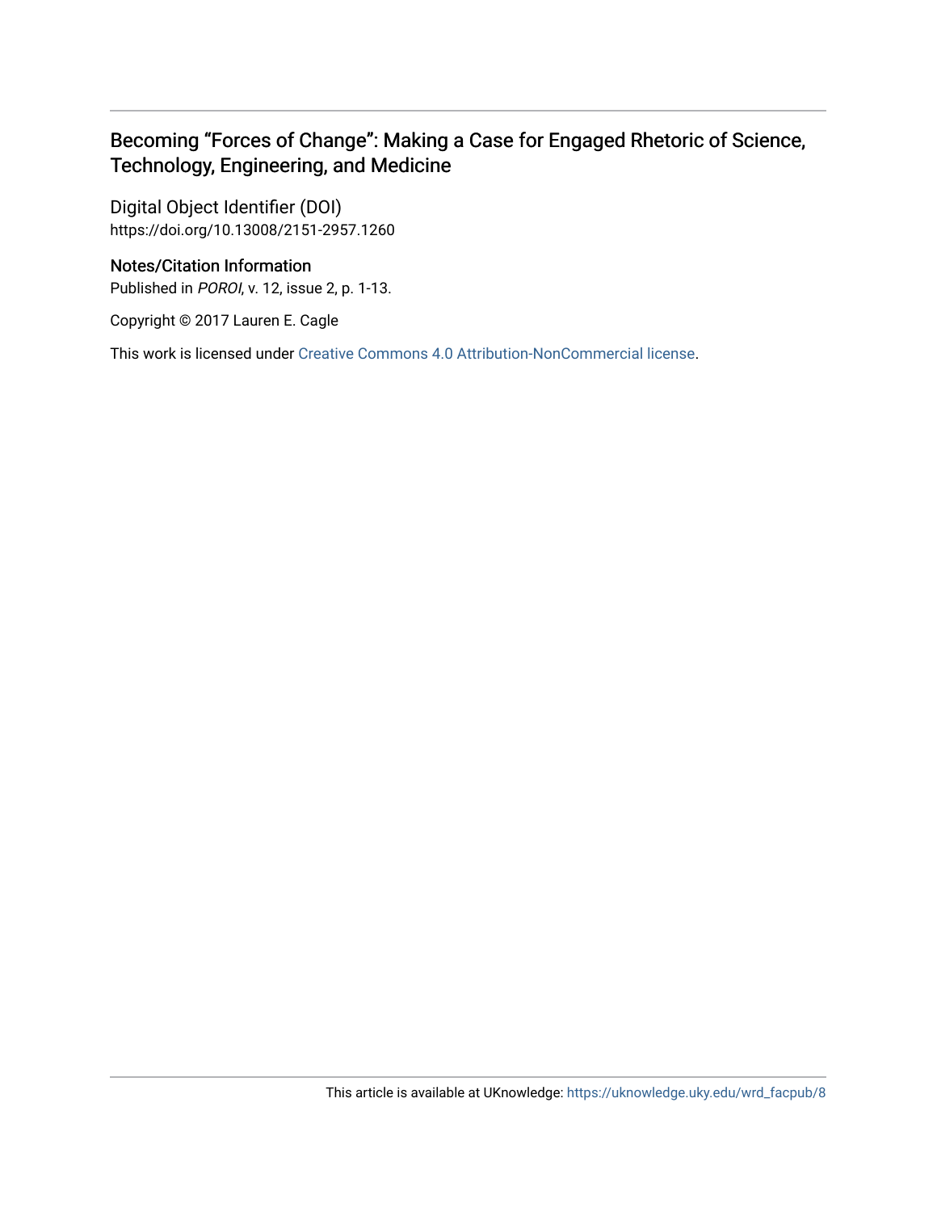Becoming “Forces of Change”: Making a Case for Engaged Rhetoric of Science, Technology, Engineering, and Medicine

Digital Object Identifier (DOI)
https://doi.org/10.13008/2151-2957.1260

Notes/Citation Information
Published in *POROI*, v. 12, issue 2, p. 1-13.

Copyright © 2017 Lauren E. Cagle

This work is licensed under Creative Commons 4.0 Attribution-NonCommercial license.

This article is available at UKnowledge: https://uknowledge.uky.edu/wrd_facpub/8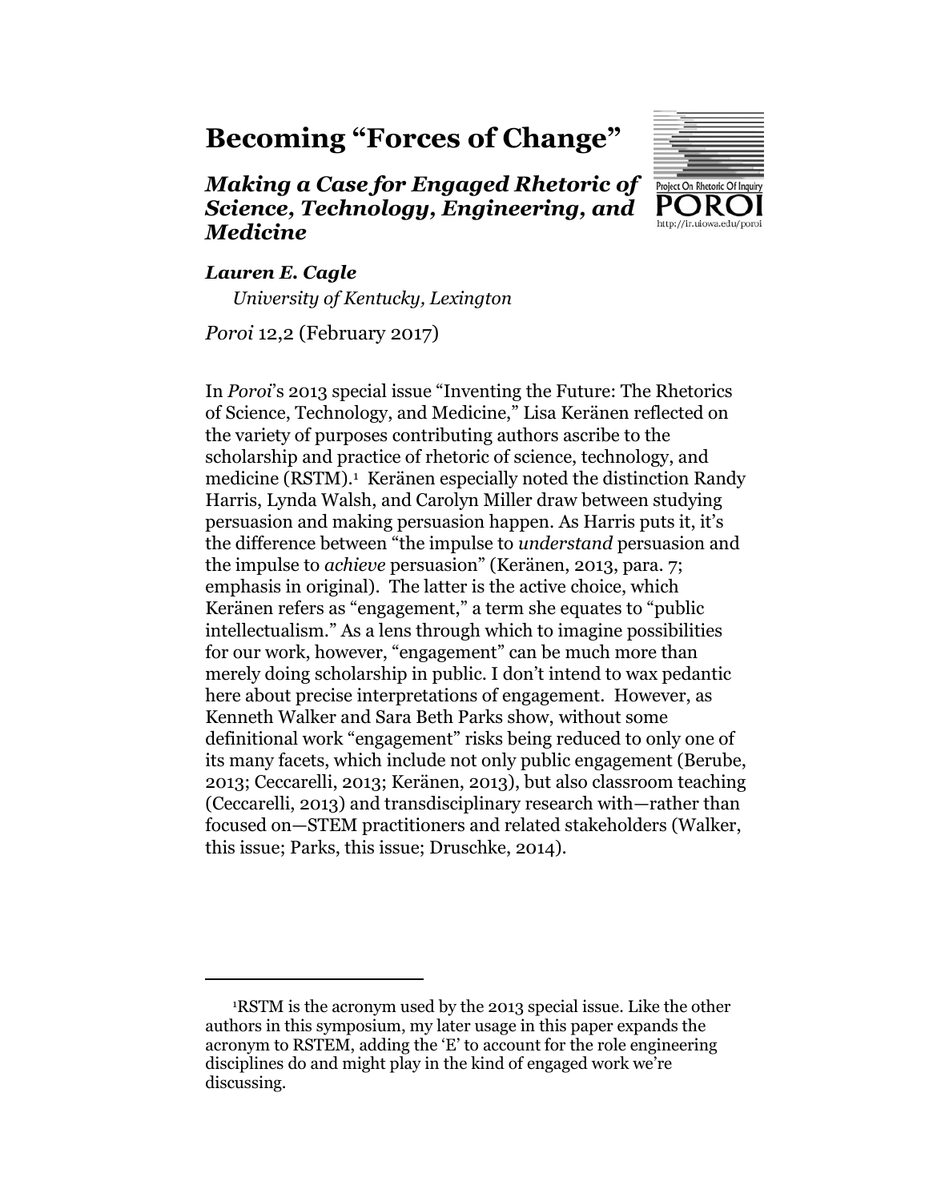# Becoming "Forces of Change"

## *Making a Case for Engaged Rhetoric of Science, Technology, Engineering, and Medicine*

***Lauren E. Cagle***

*University of Kentucky, Lexington*

*Poroi* 12,2 (February 2017)

In *Poroi*'s 2013 special issue "Inventing the Future: The Rhetorics of Science, Technology, and Medicine," Lisa Keränen reflected on the variety of purposes contributing authors ascribe to the scholarship and practice of rhetoric of science, technology, and medicine (RSTM).[1] Keränen especially noted the distinction Randy Harris, Lynda Walsh, and Carolyn Miller draw between studying persuasion and making persuasion happen. As Harris puts it, it's the difference between "the impulse to *understand* persuasion and the impulse to *achieve* persuasion" (Keränen, 2013, para. 7; emphasis in original). The latter is the active choice, which Keränen refers as "engagement," a term she equates to "public intellectualism." As a lens through which to imagine possibilities for our work, however, "engagement" can be much more than merely doing scholarship in public. I don't intend to wax pedantic here about precise interpretations of engagement. However, as Kenneth Walker and Sara Beth Parks show, without some definitional work "engagement" risks being reduced to only one of its many facets, which include not only public engagement (Berube, 2013; Ceccarelli, 2013; Keränen, 2013), but also classroom teaching (Ceccarelli, 2013) and transdisciplinary research with—rather than focused on—STEM practitioners and related stakeholders (Walker, this issue; Parks, this issue; Druschke, 2014).

[1]RSTM is the acronym used by the 2013 special issue. Like the other authors in this symposium, my later usage in this paper expands the acronym to RSTEM, adding the 'E' to account for the role engineering disciplines do and might play in the kind of engaged work we're discussing.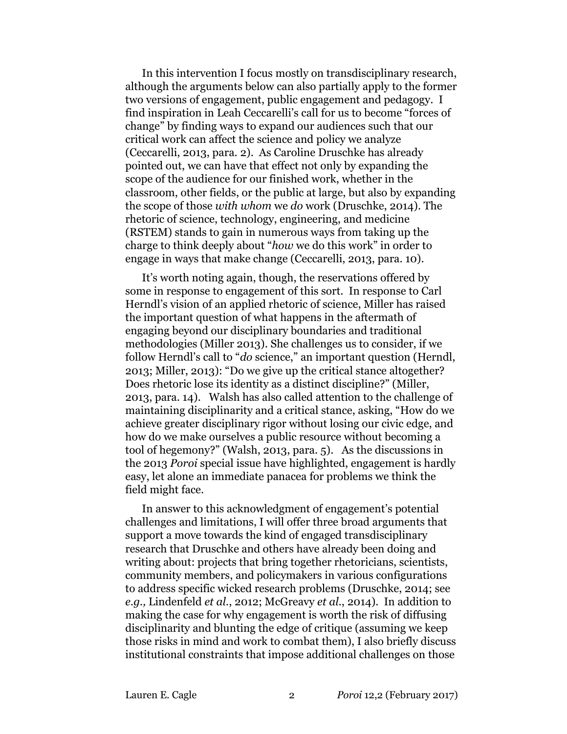In this intervention I focus mostly on transdisciplinary research, although the arguments below can also partially apply to the former two versions of engagement, public engagement and pedagogy. I find inspiration in Leah Ceccarelli's call for us to become "forces of change" by finding ways to expand our audiences such that our critical work can affect the science and policy we analyze (Ceccarelli, 2013, para. 2). As Caroline Druschke has already pointed out, we can have that effect not only by expanding the scope of the audience for our finished work, whether in the classroom, other fields, or the public at large, but also by expanding the scope of those *with whom* we *do* work (Druschke, 2014). The rhetoric of science, technology, engineering, and medicine (RSTEM) stands to gain in numerous ways from taking up the charge to think deeply about "*how* we do this work" in order to engage in ways that make change (Ceccarelli, 2013, para. 10).

It's worth noting again, though, the reservations offered by some in response to engagement of this sort. In response to Carl Herndl's vision of an applied rhetoric of science, Miller has raised the important question of what happens in the aftermath of engaging beyond our disciplinary boundaries and traditional methodologies (Miller 2013). She challenges us to consider, if we follow Herndl's call to "*do* science," an important question (Herndl, 2013; Miller, 2013): "Do we give up the critical stance altogether? Does rhetoric lose its identity as a distinct discipline?" (Miller, 2013, para. 14). Walsh has also called attention to the challenge of maintaining disciplinarity and a critical stance, asking, "How do we achieve greater disciplinary rigor without losing our civic edge, and how do we make ourselves a public resource without becoming a tool of hegemony?" (Walsh, 2013, para. 5). As the discussions in the 2013 *Poroi* special issue have highlighted, engagement is hardly easy, let alone an immediate panacea for problems we think the field might face.

In answer to this acknowledgment of engagement's potential challenges and limitations, I will offer three broad arguments that support a move towards the kind of engaged transdisciplinary research that Druschke and others have already been doing and writing about: projects that bring together rhetoricians, scientists, community members, and policymakers in various configurations to address specific wicked research problems (Druschke, 2014; see *e.g.,* Lindenfeld *et al.*, 2012; McGreavy *et al.*, 2014). In addition to making the case for why engagement is worth the risk of diffusing disciplinarity and blunting the edge of critique (assuming we keep those risks in mind and work to combat them), I also briefly discuss institutional constraints that impose additional challenges on those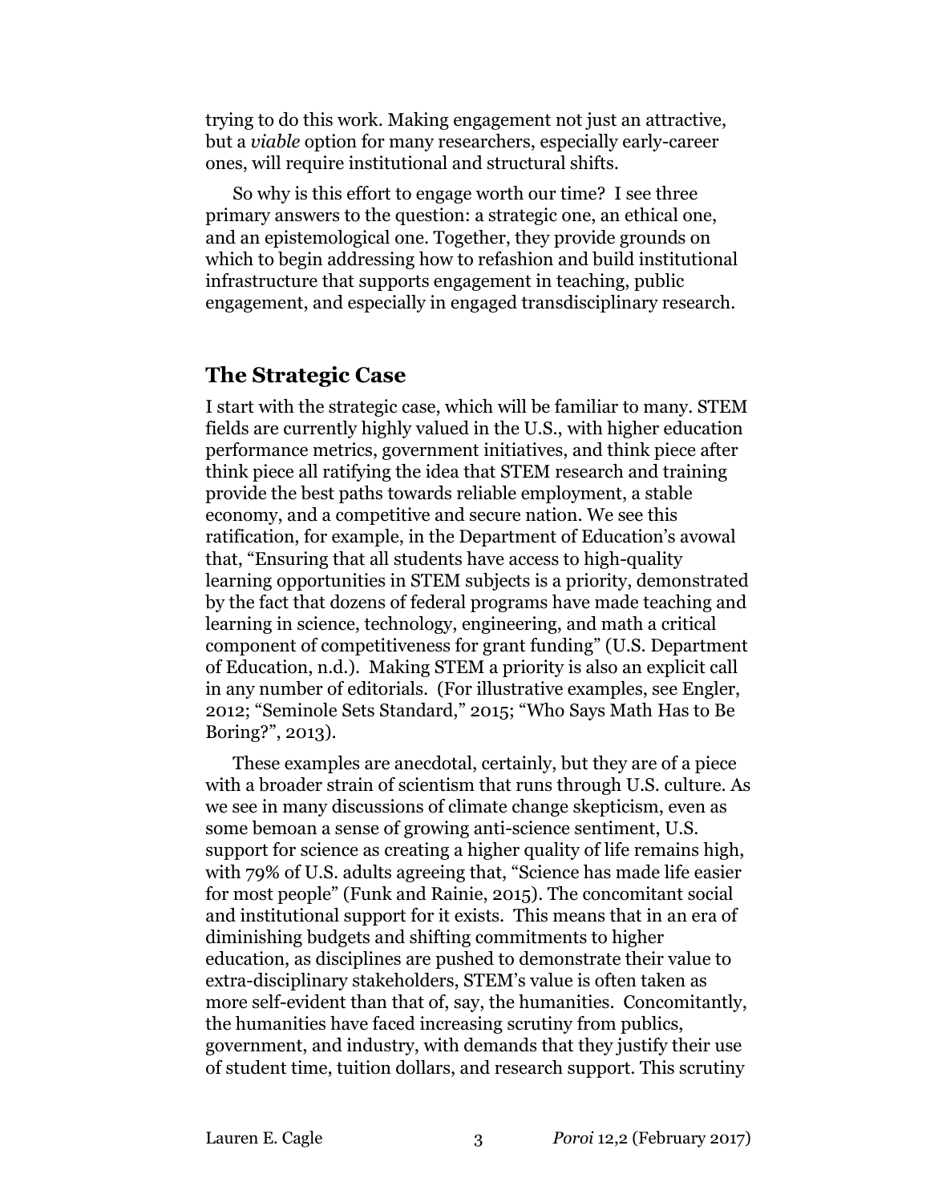trying to do this work. Making engagement not just an attractive, but a *viable* option for many researchers, especially early-career ones, will require institutional and structural shifts.

So why is this effort to engage worth our time? I see three primary answers to the question: a strategic one, an ethical one, and an epistemological one. Together, they provide grounds on which to begin addressing how to refashion and build institutional infrastructure that supports engagement in teaching, public engagement, and especially in engaged transdisciplinary research.

## The Strategic Case

I start with the strategic case, which will be familiar to many. STEM fields are currently highly valued in the U.S., with higher education performance metrics, government initiatives, and think piece after think piece all ratifying the idea that STEM research and training provide the best paths towards reliable employment, a stable economy, and a competitive and secure nation. We see this ratification, for example, in the Department of Education's avowal that, "Ensuring that all students have access to high-quality learning opportunities in STEM subjects is a priority, demonstrated by the fact that dozens of federal programs have made teaching and learning in science, technology, engineering, and math a critical component of competitiveness for grant funding" (U.S. Department of Education, n.d.). Making STEM a priority is also an explicit call in any number of editorials. (For illustrative examples, see Engler, 2012; "Seminole Sets Standard," 2015; "Who Says Math Has to Be Boring?", 2013).

These examples are anecdotal, certainly, but they are of a piece with a broader strain of scientism that runs through U.S. culture. As we see in many discussions of climate change skepticism, even as some bemoan a sense of growing anti-science sentiment, U.S. support for science as creating a higher quality of life remains high, with 79% of U.S. adults agreeing that, "Science has made life easier for most people" (Funk and Rainie, 2015). The concomitant social and institutional support for it exists. This means that in an era of diminishing budgets and shifting commitments to higher education, as disciplines are pushed to demonstrate their value to extra-disciplinary stakeholders, STEM's value is often taken as more self-evident than that of, say, the humanities. Concomitantly, the humanities have faced increasing scrutiny from publics, government, and industry, with demands that they justify their use of student time, tuition dollars, and research support. This scrutiny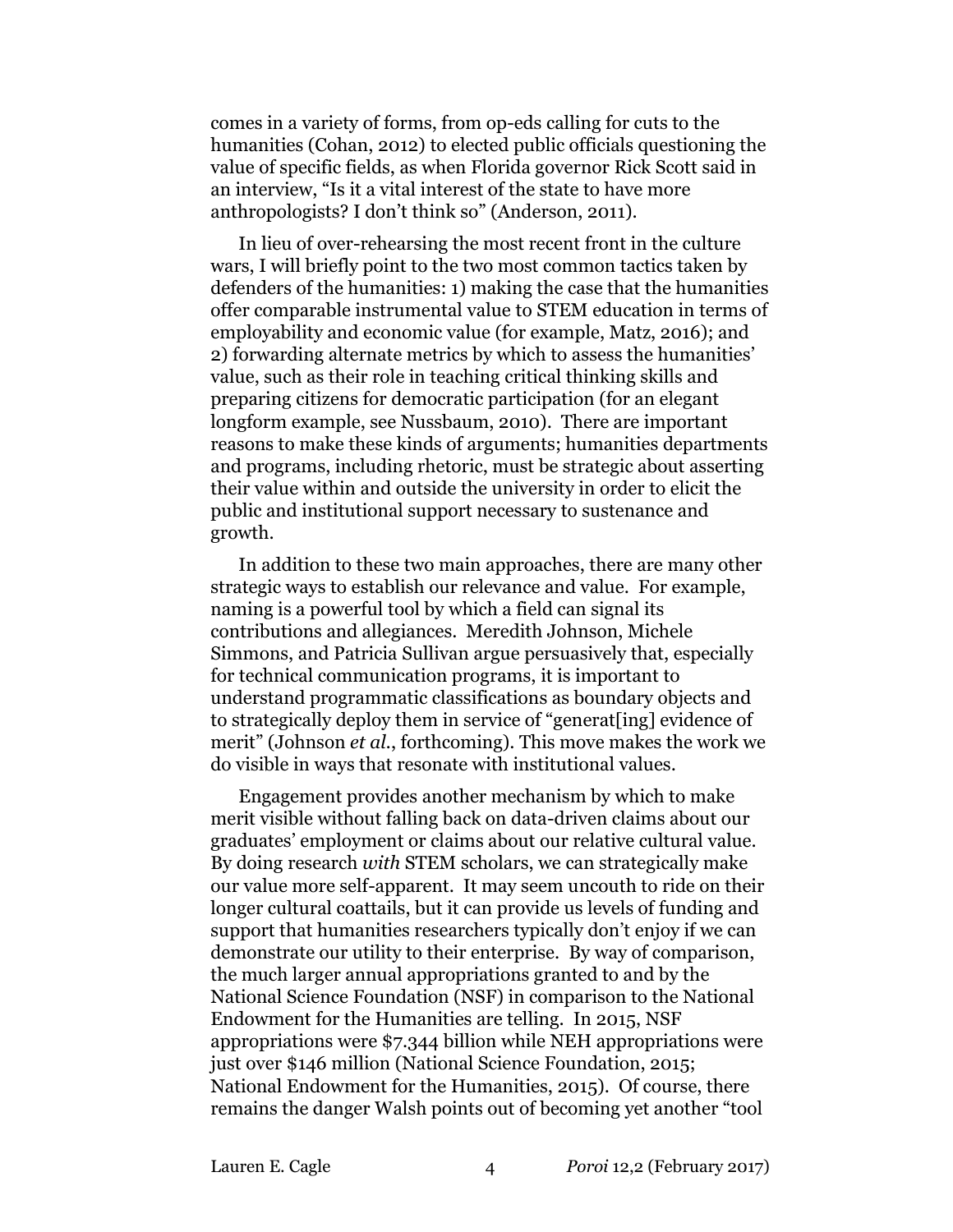comes in a variety of forms, from op-eds calling for cuts to the humanities (Cohan, 2012) to elected public officials questioning the value of specific fields, as when Florida governor Rick Scott said in an interview, "Is it a vital interest of the state to have more anthropologists? I don't think so" (Anderson, 2011).

In lieu of over-rehearsing the most recent front in the culture wars, I will briefly point to the two most common tactics taken by defenders of the humanities: 1) making the case that the humanities offer comparable instrumental value to STEM education in terms of employability and economic value (for example, Matz, 2016); and 2) forwarding alternate metrics by which to assess the humanities' value, such as their role in teaching critical thinking skills and preparing citizens for democratic participation (for an elegant longform example, see Nussbaum, 2010). There are important reasons to make these kinds of arguments; humanities departments and programs, including rhetoric, must be strategic about asserting their value within and outside the university in order to elicit the public and institutional support necessary to sustenance and growth.

In addition to these two main approaches, there are many other strategic ways to establish our relevance and value. For example, naming is a powerful tool by which a field can signal its contributions and allegiances. Meredith Johnson, Michele Simmons, and Patricia Sullivan argue persuasively that, especially for technical communication programs, it is important to understand programmatic classifications as boundary objects and to strategically deploy them in service of "generat[ing] evidence of merit" (Johnson *et al.*, forthcoming). This move makes the work we do visible in ways that resonate with institutional values.

Engagement provides another mechanism by which to make merit visible without falling back on data-driven claims about our graduates' employment or claims about our relative cultural value. By doing research *with* STEM scholars, we can strategically make our value more self-apparent. It may seem uncouth to ride on their longer cultural coattails, but it can provide us levels of funding and support that humanities researchers typically don't enjoy if we can demonstrate our utility to their enterprise. By way of comparison, the much larger annual appropriations granted to and by the National Science Foundation (NSF) in comparison to the National Endowment for the Humanities are telling. In 2015, NSF appropriations were $7.344 billion while NEH appropriations were just over $146 million (National Science Foundation, 2015; National Endowment for the Humanities, 2015). Of course, there remains the danger Walsh points out of becoming yet another "tool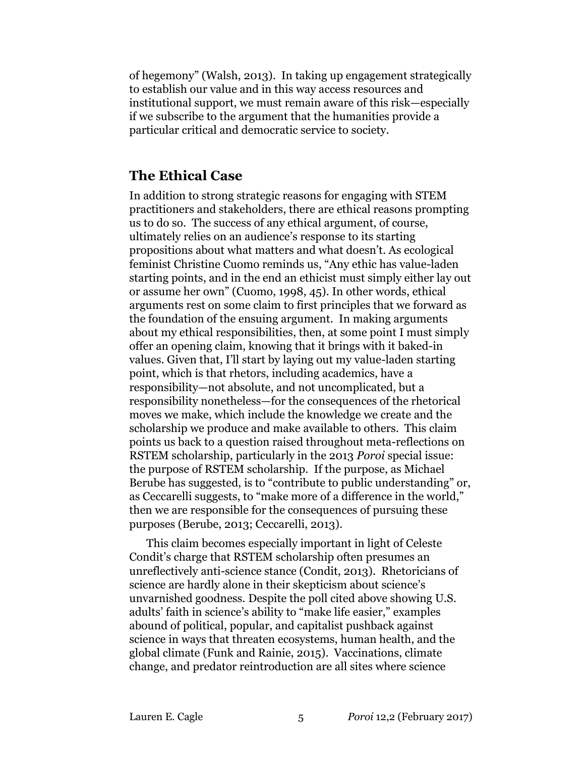of hegemony" (Walsh, 2013). In taking up engagement strategically to establish our value and in this way access resources and institutional support, we must remain aware of this risk—especially if we subscribe to the argument that the humanities provide a particular critical and democratic service to society.

## The Ethical Case

In addition to strong strategic reasons for engaging with STEM practitioners and stakeholders, there are ethical reasons prompting us to do so. The success of any ethical argument, of course, ultimately relies on an audience's response to its starting propositions about what matters and what doesn't. As ecological feminist Christine Cuomo reminds us, "Any ethic has value-laden starting points, and in the end an ethicist must simply either lay out or assume her own" (Cuomo, 1998, 45). In other words, ethical arguments rest on some claim to first principles that we forward as the foundation of the ensuing argument. In making arguments about my ethical responsibilities, then, at some point I must simply offer an opening claim, knowing that it brings with it baked-in values. Given that, I'll start by laying out my value-laden starting point, which is that rhetors, including academics, have a responsibility—not absolute, and not uncomplicated, but a responsibility nonetheless—for the consequences of the rhetorical moves we make, which include the knowledge we create and the scholarship we produce and make available to others. This claim points us back to a question raised throughout meta-reflections on RSTEM scholarship, particularly in the 2013 *Poroi* special issue: the purpose of RSTEM scholarship. If the purpose, as Michael Berube has suggested, is to "contribute to public understanding" or, as Ceccarelli suggests, to "make more of a difference in the world," then we are responsible for the consequences of pursuing these purposes (Berube, 2013; Ceccarelli, 2013).

This claim becomes especially important in light of Celeste Condit's charge that RSTEM scholarship often presumes an unreflectively anti-science stance (Condit, 2013). Rhetoricians of science are hardly alone in their skepticism about science's unvarnished goodness. Despite the poll cited above showing U.S. adults' faith in science's ability to "make life easier," examples abound of political, popular, and capitalist pushback against science in ways that threaten ecosystems, human health, and the global climate (Funk and Rainie, 2015). Vaccinations, climate change, and predator reintroduction are all sites where science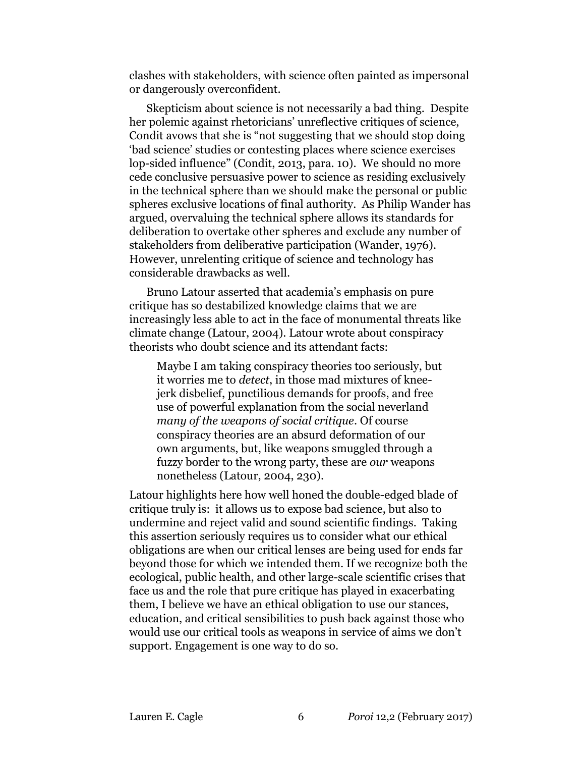clashes with stakeholders, with science often painted as impersonal or dangerously overconfident.

Skepticism about science is not necessarily a bad thing. Despite her polemic against rhetoricians' unreflective critiques of science, Condit avows that she is "not suggesting that we should stop doing 'bad science' studies or contesting places where science exercises lop-sided influence" (Condit, 2013, para. 10). We should no more cede conclusive persuasive power to science as residing exclusively in the technical sphere than we should make the personal or public spheres exclusive locations of final authority. As Philip Wander has argued, overvaluing the technical sphere allows its standards for deliberation to overtake other spheres and exclude any number of stakeholders from deliberative participation (Wander, 1976). However, unrelenting critique of science and technology has considerable drawbacks as well.

Bruno Latour asserted that academia's emphasis on pure critique has so destabilized knowledge claims that we are increasingly less able to act in the face of monumental threats like climate change (Latour, 2004). Latour wrote about conspiracy theorists who doubt science and its attendant facts:

> Maybe I am taking conspiracy theories too seriously, but it worries me to *detect*, in those mad mixtures of knee-jerk disbelief, punctilious demands for proofs, and free use of powerful explanation from the social neverland *many of the weapons of social critique*. Of course conspiracy theories are an absurd deformation of our own arguments, but, like weapons smuggled through a fuzzy border to the wrong party, these are *our* weapons nonetheless (Latour, 2004, 230).

Latour highlights here how well honed the double-edged blade of critique truly is: it allows us to expose bad science, but also to undermine and reject valid and sound scientific findings. Taking this assertion seriously requires us to consider what our ethical obligations are when our critical lenses are being used for ends far beyond those for which we intended them. If we recognize both the ecological, public health, and other large-scale scientific crises that face us and the role that pure critique has played in exacerbating them, I believe we have an ethical obligation to use our stances, education, and critical sensibilities to push back against those who would use our critical tools as weapons in service of aims we don't support. Engagement is one way to do so.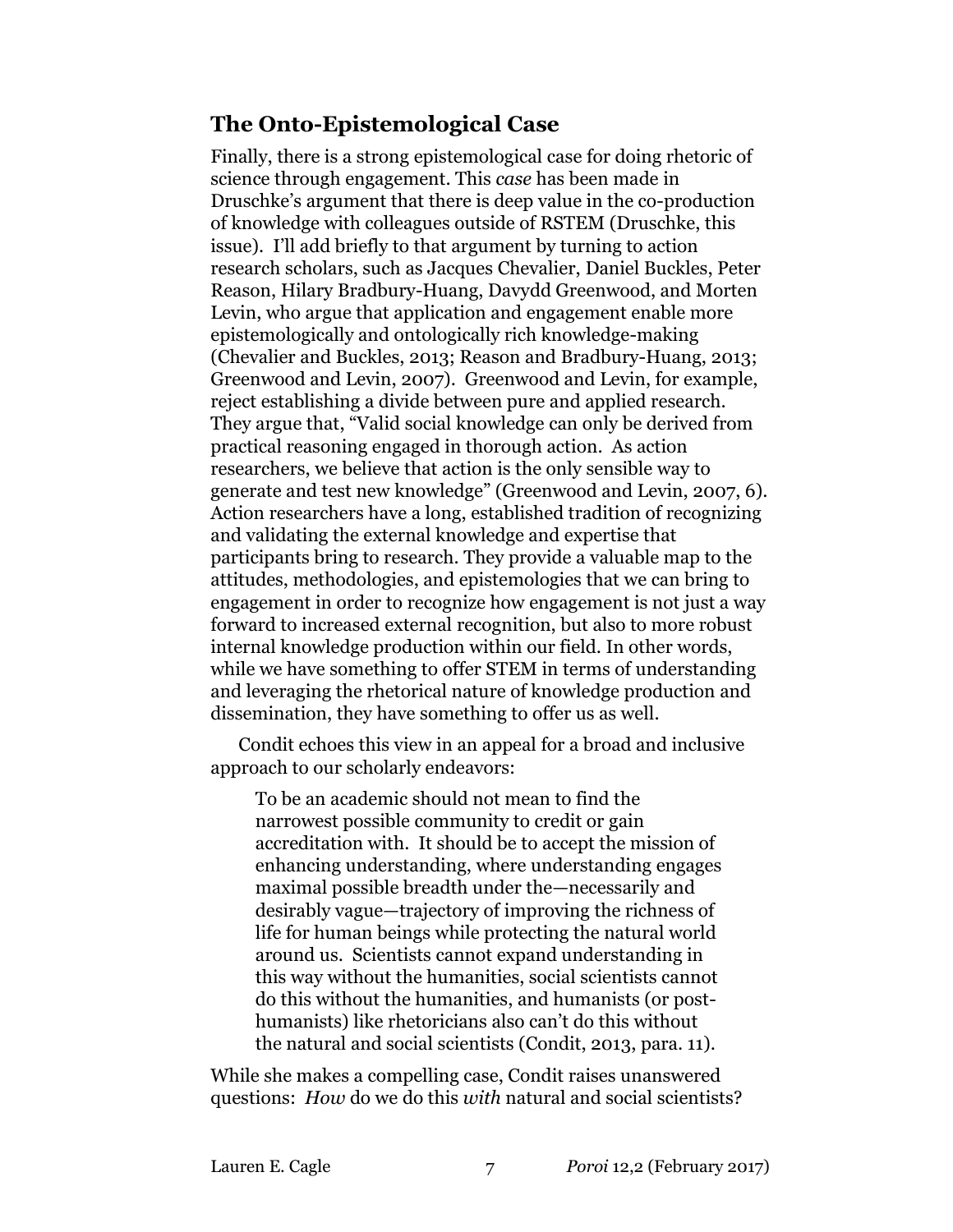## The Onto-Epistemological Case

Finally, there is a strong epistemological case for doing rhetoric of science through engagement. This *case* has been made in Druschke's argument that there is deep value in the co-production of knowledge with colleagues outside of RSTEM (Druschke, this issue). I'll add briefly to that argument by turning to action research scholars, such as Jacques Chevalier, Daniel Buckles, Peter Reason, Hilary Bradbury-Huang, Davydd Greenwood, and Morten Levin, who argue that application and engagement enable more epistemologically and ontologically rich knowledge-making (Chevalier and Buckles, 2013; Reason and Bradbury-Huang, 2013; Greenwood and Levin, 2007). Greenwood and Levin, for example, reject establishing a divide between pure and applied research. They argue that, "Valid social knowledge can only be derived from practical reasoning engaged in thorough action. As action researchers, we believe that action is the only sensible way to generate and test new knowledge" (Greenwood and Levin, 2007, 6). Action researchers have a long, established tradition of recognizing and validating the external knowledge and expertise that participants bring to research. They provide a valuable map to the attitudes, methodologies, and epistemologies that we can bring to engagement in order to recognize how engagement is not just a way forward to increased external recognition, but also to more robust internal knowledge production within our field. In other words, while we have something to offer STEM in terms of understanding and leveraging the rhetorical nature of knowledge production and dissemination, they have something to offer us as well.

Condit echoes this view in an appeal for a broad and inclusive approach to our scholarly endeavors:

> To be an academic should not mean to find the narrowest possible community to credit or gain accreditation with. It should be to accept the mission of enhancing understanding, where understanding engages maximal possible breadth under the—necessarily and desirably vague—trajectory of improving the richness of life for human beings while protecting the natural world around us. Scientists cannot expand understanding in this way without the humanities, social scientists cannot do this without the humanities, and humanists (or post-humanists) like rhetoricians also can't do this without the natural and social scientists (Condit, 2013, para. 11).

While she makes a compelling case, Condit raises unanswered questions: *How* do we do this *with* natural and social scientists?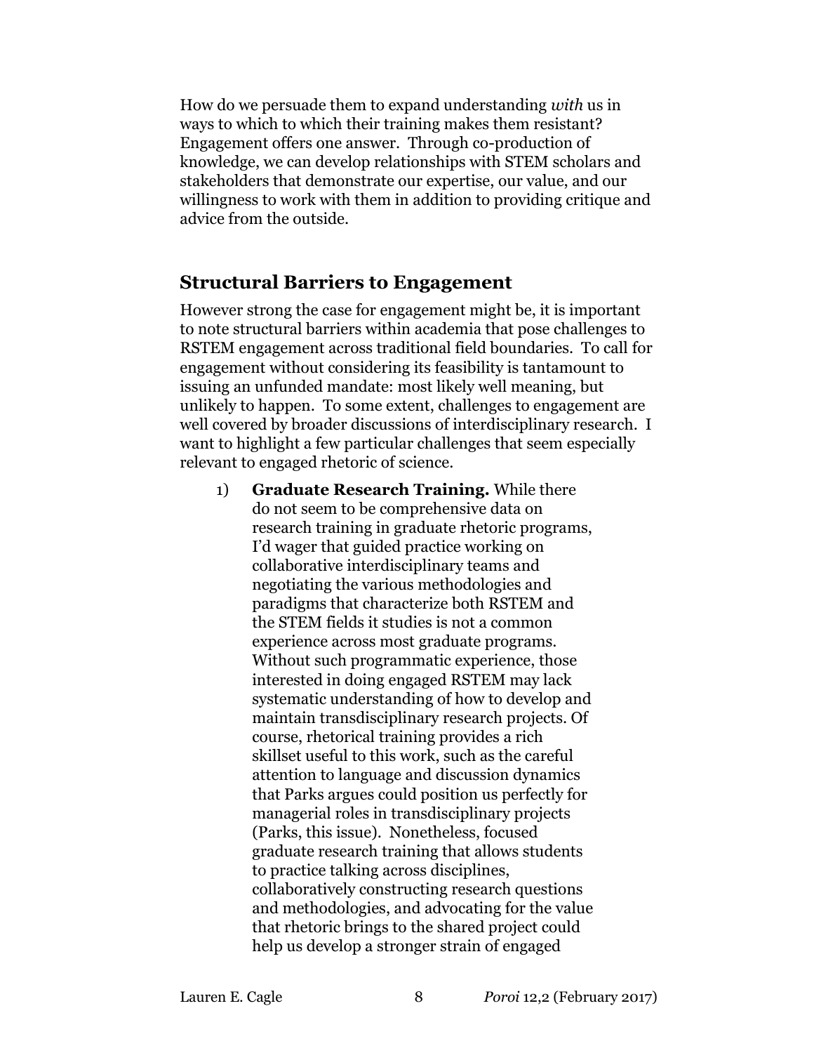How do we persuade them to expand understanding *with* us in ways to which to which their training makes them resistant? Engagement offers one answer. Through co-production of knowledge, we can develop relationships with STEM scholars and stakeholders that demonstrate our expertise, our value, and our willingness to work with them in addition to providing critique and advice from the outside.

## Structural Barriers to Engagement

However strong the case for engagement might be, it is important to note structural barriers within academia that pose challenges to RSTEM engagement across traditional field boundaries. To call for engagement without considering its feasibility is tantamount to issuing an unfunded mandate: most likely well meaning, but unlikely to happen. To some extent, challenges to engagement are well covered by broader discussions of interdisciplinary research. I want to highlight a few particular challenges that seem especially relevant to engaged rhetoric of science.

1) **Graduate Research Training.** While there do not seem to be comprehensive data on research training in graduate rhetoric programs, I'd wager that guided practice working on collaborative interdisciplinary teams and negotiating the various methodologies and paradigms that characterize both RSTEM and the STEM fields it studies is not a common experience across most graduate programs. Without such programmatic experience, those interested in doing engaged RSTEM may lack systematic understanding of how to develop and maintain transdisciplinary research projects. Of course, rhetorical training provides a rich skillset useful to this work, such as the careful attention to language and discussion dynamics that Parks argues could position us perfectly for managerial roles in transdisciplinary projects (Parks, this issue). Nonetheless, focused graduate research training that allows students to practice talking across disciplines, collaboratively constructing research questions and methodologies, and advocating for the value that rhetoric brings to the shared project could help us develop a stronger strain of engaged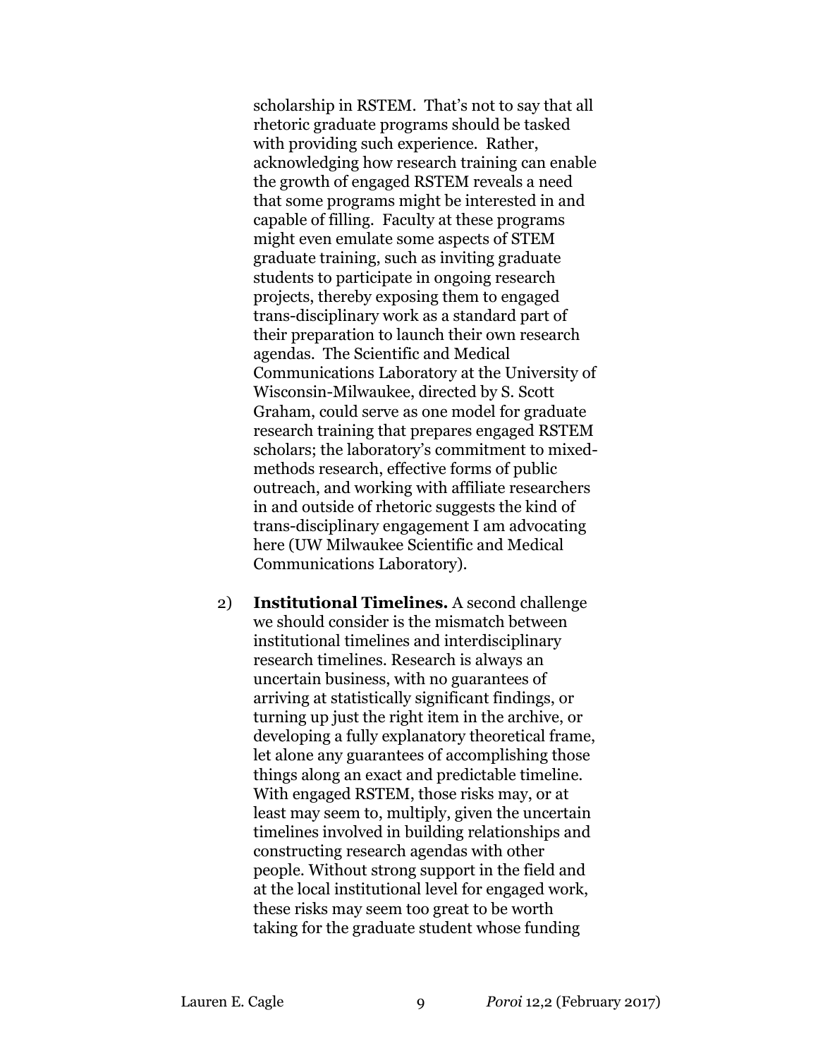scholarship in RSTEM. That's not to say that all rhetoric graduate programs should be tasked with providing such experience. Rather, acknowledging how research training can enable the growth of engaged RSTEM reveals a need that some programs might be interested in and capable of filling. Faculty at these programs might even emulate some aspects of STEM graduate training, such as inviting graduate students to participate in ongoing research projects, thereby exposing them to engaged trans-disciplinary work as a standard part of their preparation to launch their own research agendas. The Scientific and Medical Communications Laboratory at the University of Wisconsin-Milwaukee, directed by S. Scott Graham, could serve as one model for graduate research training that prepares engaged RSTEM scholars; the laboratory's commitment to mixed-methods research, effective forms of public outreach, and working with affiliate researchers in and outside of rhetoric suggests the kind of trans-disciplinary engagement I am advocating here (UW Milwaukee Scientific and Medical Communications Laboratory).

2) **Institutional Timelines.** A second challenge we should consider is the mismatch between institutional timelines and interdisciplinary research timelines. Research is always an uncertain business, with no guarantees of arriving at statistically significant findings, or turning up just the right item in the archive, or developing a fully explanatory theoretical frame, let alone any guarantees of accomplishing those things along an exact and predictable timeline. With engaged RSTEM, those risks may, or at least may seem to, multiply, given the uncertain timelines involved in building relationships and constructing research agendas with other people. Without strong support in the field and at the local institutional level for engaged work, these risks may seem too great to be worth taking for the graduate student whose funding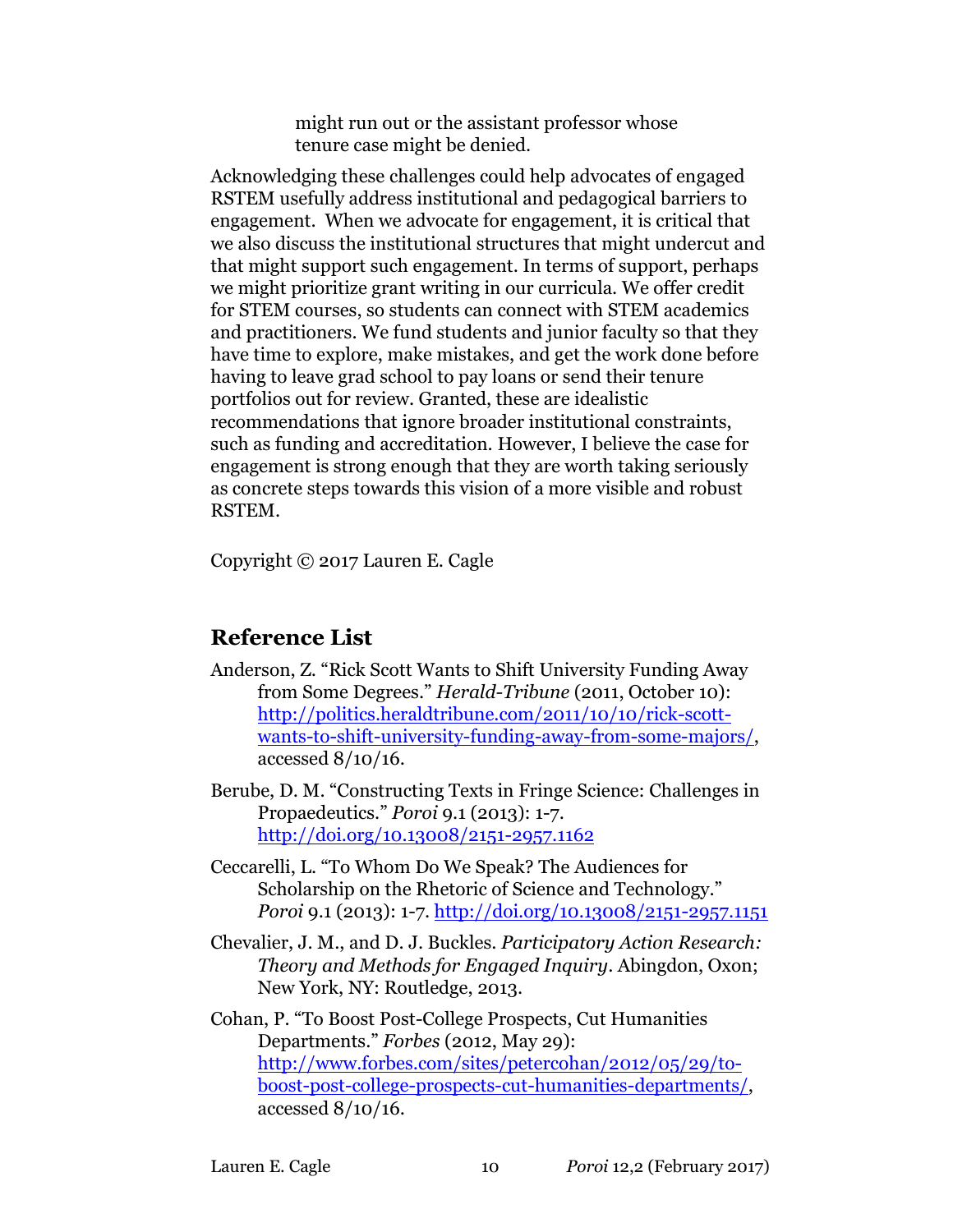> might run out or the assistant professor whose tenure case might be denied.

Acknowledging these challenges could help advocates of engaged RSTEM usefully address institutional and pedagogical barriers to engagement. When we advocate for engagement, it is critical that we also discuss the institutional structures that might undercut and that might support such engagement. In terms of support, perhaps we might prioritize grant writing in our curricula. We offer credit for STEM courses, so students can connect with STEM academics and practitioners. We fund students and junior faculty so that they have time to explore, make mistakes, and get the work done before having to leave grad school to pay loans or send their tenure portfolios out for review. Granted, these are idealistic recommendations that ignore broader institutional constraints, such as funding and accreditation. However, I believe the case for engagement is strong enough that they are worth taking seriously as concrete steps towards this vision of a more visible and robust RSTEM.

Copyright © 2017 Lauren E. Cagle

## Reference List

Anderson, Z. "Rick Scott Wants to Shift University Funding Away from Some Degrees." *Herald-Tribune* (2011, October 10): http://politics.heraldtribune.com/2011/10/10/rick-scott-wants-to-shift-university-funding-away-from-some-majors/, accessed 8/10/16.

Berube, D. M. "Constructing Texts in Fringe Science: Challenges in Propaedeutics." *Poroi* 9.1 (2013): 1-7. http://doi.org/10.13008/2151-2957.1162

Ceccarelli, L. "To Whom Do We Speak? The Audiences for Scholarship on the Rhetoric of Science and Technology." *Poroi* 9.1 (2013): 1-7. http://doi.org/10.13008/2151-2957.1151

Chevalier, J. M., and D. J. Buckles. *Participatory Action Research: Theory and Methods for Engaged Inquiry*. Abingdon, Oxon; New York, NY: Routledge, 2013.

Cohan, P. "To Boost Post-College Prospects, Cut Humanities Departments." *Forbes* (2012, May 29): http://www.forbes.com/sites/petercohan/2012/05/29/to-boost-post-college-prospects-cut-humanities-departments/, accessed 8/10/16.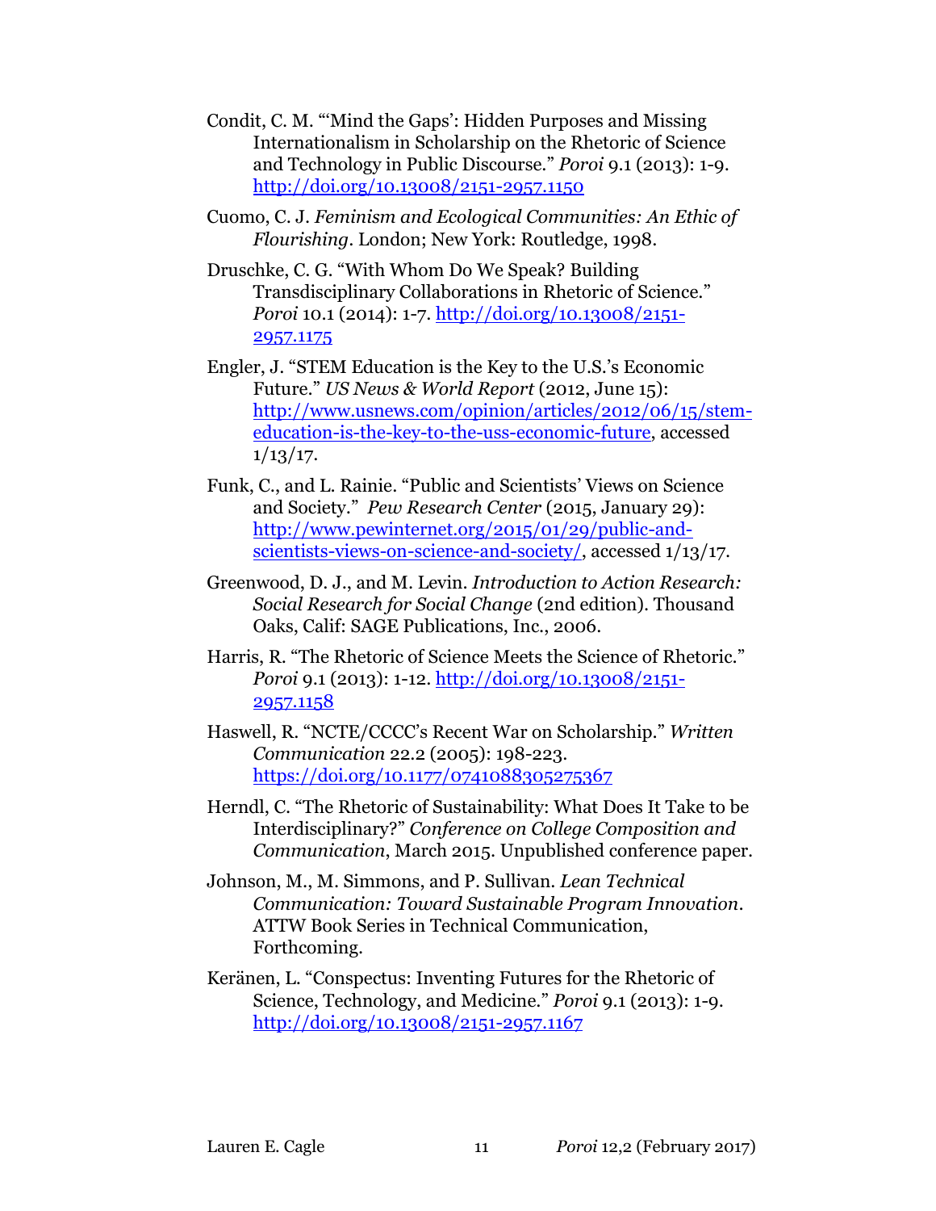Condit, C. M. "'Mind the Gaps': Hidden Purposes and Missing Internationalism in Scholarship on the Rhetoric of Science and Technology in Public Discourse." *Poroi* 9.1 (2013): 1-9. http://doi.org/10.13008/2151-2957.1150

Cuomo, C. J. *Feminism and Ecological Communities: An Ethic of Flourishing*. London; New York: Routledge, 1998.

Druschke, C. G. "With Whom Do We Speak? Building Transdisciplinary Collaborations in Rhetoric of Science." *Poroi* 10.1 (2014): 1-7. http://doi.org/10.13008/2151-2957.1175

Engler, J. "STEM Education is the Key to the U.S.'s Economic Future." *US News & World Report* (2012, June 15): http://www.usnews.com/opinion/articles/2012/06/15/stem-education-is-the-key-to-the-uss-economic-future, accessed 1/13/17.

Funk, C., and L. Rainie. "Public and Scientists' Views on Science and Society." *Pew Research Center* (2015, January 29): http://www.pewinternet.org/2015/01/29/public-and-scientists-views-on-science-and-society/, accessed 1/13/17.

Greenwood, D. J., and M. Levin. *Introduction to Action Research: Social Research for Social Change* (2nd edition). Thousand Oaks, Calif: SAGE Publications, Inc., 2006.

Harris, R. "The Rhetoric of Science Meets the Science of Rhetoric." *Poroi* 9.1 (2013): 1-12. http://doi.org/10.13008/2151-2957.1158

Haswell, R. "NCTE/CCCC's Recent War on Scholarship." *Written Communication* 22.2 (2005): 198-223. https://doi.org/10.1177/0741088305275367

Herndl, C. "The Rhetoric of Sustainability: What Does It Take to be Interdisciplinary?" *Conference on College Composition and Communication*, March 2015. Unpublished conference paper.

Johnson, M., M. Simmons, and P. Sullivan. *Lean Technical Communication: Toward Sustainable Program Innovation*. ATTW Book Series in Technical Communication, Forthcoming.

Keränen, L. "Conspectus: Inventing Futures for the Rhetoric of Science, Technology, and Medicine." *Poroi* 9.1 (2013): 1-9. http://doi.org/10.13008/2151-2957.1167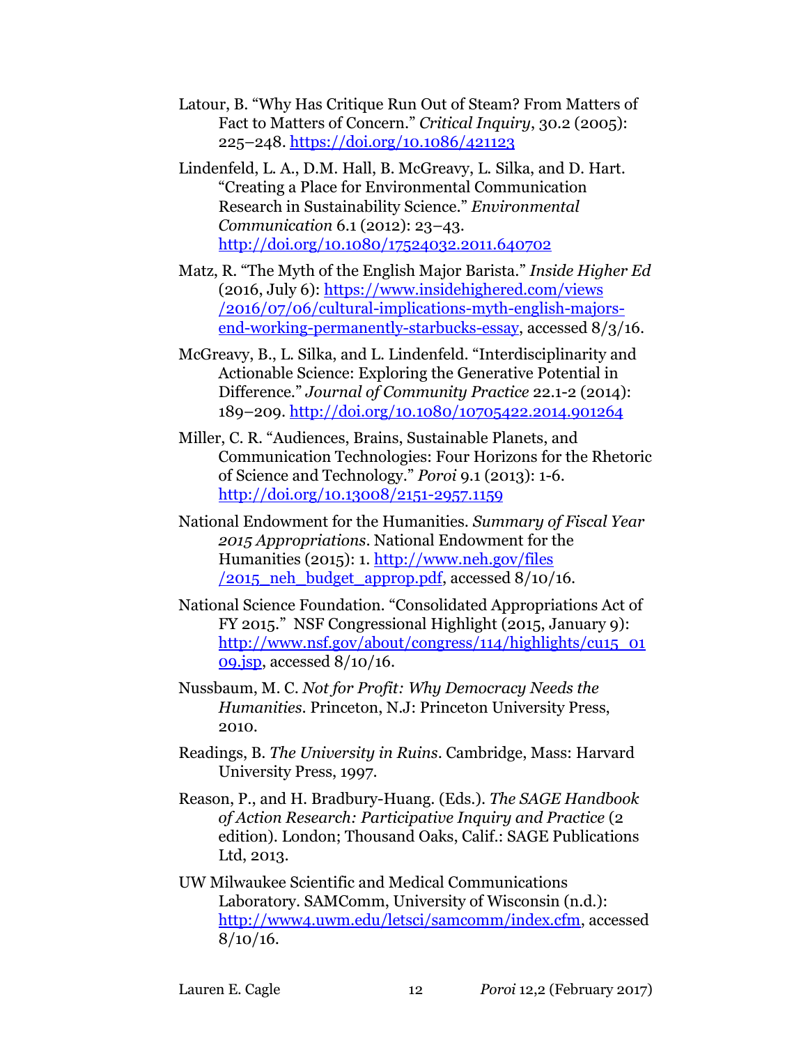Latour, B. "Why Has Critique Run Out of Steam? From Matters of Fact to Matters of Concern." *Critical Inquiry*, 30.2 (2005): 225–248. https://doi.org/10.1086/421123

Lindenfeld, L. A., D.M. Hall, B. McGreavy, L. Silka, and D. Hart. "Creating a Place for Environmental Communication Research in Sustainability Science." *Environmental Communication* 6.1 (2012): 23–43. http://doi.org/10.1080/17524032.2011.640702

Matz, R. "The Myth of the English Major Barista." *Inside Higher Ed* (2016, July 6): https://www.insidehighered.com/views/2016/07/06/cultural-implications-myth-english-majors-end-working-permanently-starbucks-essay, accessed 8/3/16.

McGreavy, B., L. Silka, and L. Lindenfeld. "Interdisciplinarity and Actionable Science: Exploring the Generative Potential in Difference." *Journal of Community Practice* 22.1-2 (2014): 189–209. http://doi.org/10.1080/10705422.2014.901264

Miller, C. R. "Audiences, Brains, Sustainable Planets, and Communication Technologies: Four Horizons for the Rhetoric of Science and Technology." *Poroi* 9.1 (2013): 1-6. http://doi.org/10.13008/2151-2957.1159

National Endowment for the Humanities. *Summary of Fiscal Year 2015 Appropriations*. National Endowment for the Humanities (2015): 1. http://www.neh.gov/files/2015_neh_budget_approp.pdf, accessed 8/10/16.

National Science Foundation. "Consolidated Appropriations Act of FY 2015." NSF Congressional Highlight (2015, January 9): http://www.nsf.gov/about/congress/114/highlights/cu15_0109.jsp, accessed 8/10/16.

Nussbaum, M. C. *Not for Profit: Why Democracy Needs the Humanities*. Princeton, N.J: Princeton University Press, 2010.

Readings, B. *The University in Ruins*. Cambridge, Mass: Harvard University Press, 1997.

Reason, P., and H. Bradbury-Huang. (Eds.). *The SAGE Handbook of Action Research: Participative Inquiry and Practice* (2 edition). London; Thousand Oaks, Calif.: SAGE Publications Ltd, 2013.

UW Milwaukee Scientific and Medical Communications Laboratory. SAMComm, University of Wisconsin (n.d.): http://www4.uwm.edu/letsci/samcomm/index.cfm, accessed 8/10/16.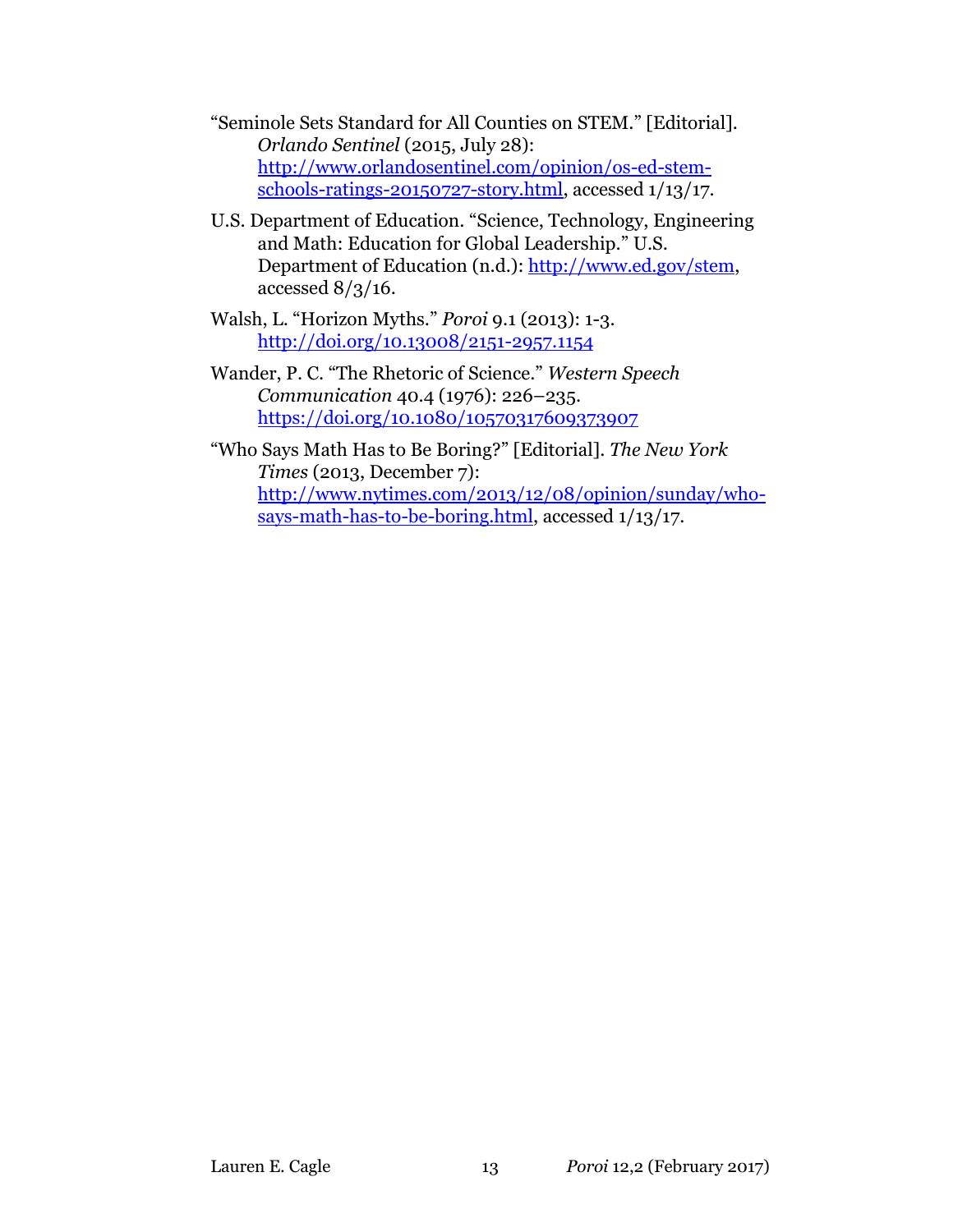"Seminole Sets Standard for All Counties on STEM." [Editorial]. *Orlando Sentinel* (2015, July 28): http://www.orlandosentinel.com/opinion/os-ed-stem-schools-ratings-20150727-story.html, accessed 1/13/17.

U.S. Department of Education. "Science, Technology, Engineering and Math: Education for Global Leadership." U.S. Department of Education (n.d.): http://www.ed.gov/stem, accessed 8/3/16.

Walsh, L. "Horizon Myths." *Poroi* 9.1 (2013): 1-3. http://doi.org/10.13008/2151-2957.1154

Wander, P. C. "The Rhetoric of Science." *Western Speech Communication* 40.4 (1976): 226–235. https://doi.org/10.1080/10570317609373907

"Who Says Math Has to Be Boring?" [Editorial]. *The New York Times* (2013, December 7): http://www.nytimes.com/2013/12/08/opinion/sunday/who-says-math-has-to-be-boring.html, accessed 1/13/17.